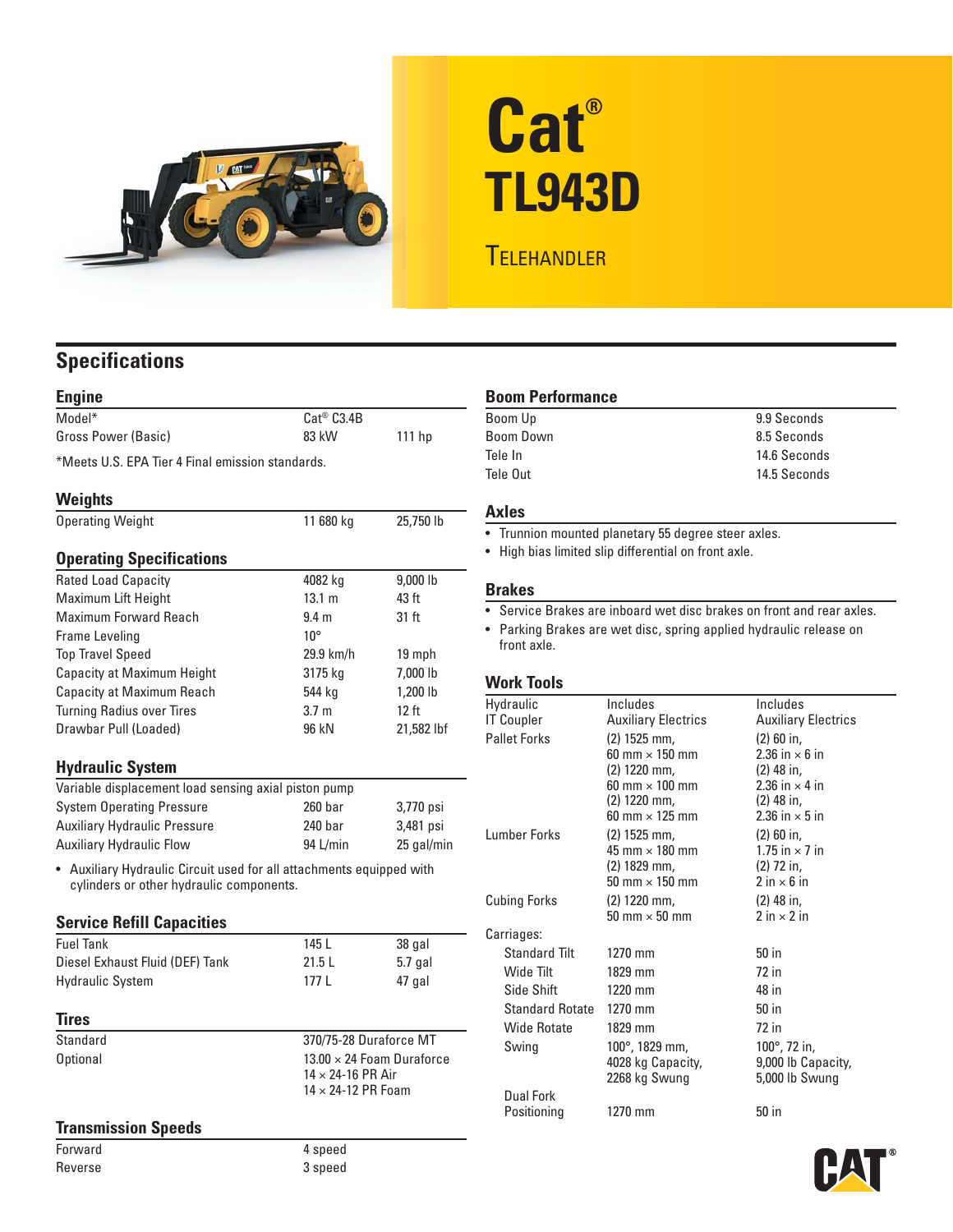# Cat®
# TL943D
## TELEHANDLER

## Specifications

### Engine

| | | |
|---|---|---|
| Model* | Cat® C3.4B | |
| Gross Power (Basic) | 83 kW | 111 hp |

*Meets U.S. EPA Tier 4 Final emission standards.

### Weights

| | | |
|---|---|---|
| Operating Weight | 11 680 kg | 25,750 lb |

### Operating Specifications

| | | |
|---|---|---|
| Rated Load Capacity | 4082 kg | 9,000 lb |
| Maximum Lift Height | 13.1 m | 43 ft |
| Maximum Forward Reach | 9.4 m | 31 ft |
| Frame Leveling | 10° | |
| Top Travel Speed | 29.9 km/h | 19 mph |
| Capacity at Maximum Height | 3175 kg | 7,000 lb |
| Capacity at Maximum Reach | 544 kg | 1,200 lb |
| Turning Radius over Tires | 3.7 m | 12 ft |
| Drawbar Pull (Loaded) | 96 kN | 21,582 lbf |

### Hydraulic System

Variable displacement load sensing axial piston pump

| | | |
|---|---|---|
| System Operating Pressure | 260 bar | 3,770 psi |
| Auxiliary Hydraulic Pressure | 240 bar | 3,481 psi |
| Auxiliary Hydraulic Flow | 94 L/min | 25 gal/min |

- Auxiliary Hydraulic Circuit used for all attachments equipped with cylinders or other hydraulic components.

### Service Refill Capacities

| | | |
|---|---|---|
| Fuel Tank | 145 L | 38 gal |
| Diesel Exhaust Fluid (DEF) Tank | 21.5 L | 5.7 gal |
| Hydraulic System | 177 L | 47 gal |

### Tires

| | |
|---|---|
| Standard | 370/75-28 Duraforce MT |
| Optional | 13.00 × 24 Foam Duraforce<br>14 × 24-16 PR Air<br>14 × 24-12 PR Foam |

### Transmission Speeds

| | |
|---|---|
| Forward | 4 speed |
| Reverse | 3 speed |

### Boom Performance

| | |
|---|---|
| Boom Up | 9.9 Seconds |
| Boom Down | 8.5 Seconds |
| Tele In | 14.6 Seconds |
| Tele Out | 14.5 Seconds |

### Axles

- Trunnion mounted planetary 55 degree steer axles.
- High bias limited slip differential on front axle.

### Brakes

- Service Brakes are inboard wet disc brakes on front and rear axles.
- Parking Brakes are wet disc, spring applied hydraulic release on front axle.

### Work Tools

| | | |
|---|---|---|
| Hydraulic IT Coupler | Includes Auxiliary Electrics | Includes Auxiliary Electrics |
| Pallet Forks | (2) 1525 mm, 60 mm × 150 mm<br>(2) 1220 mm, 60 mm × 100 mm<br>(2) 1220 mm, 60 mm × 125 mm | (2) 60 in, 2.36 in × 6 in<br>(2) 48 in, 2.36 in × 4 in<br>(2) 48 in, 2.36 in × 5 in |
| Lumber Forks | (2) 1525 mm, 45 mm × 180 mm<br>(2) 1829 mm, 50 mm × 150 mm | (2) 60 in, 1.75 in × 7 in<br>(2) 72 in, 2 in × 6 in |
| Cubing Forks | (2) 1220 mm, 50 mm × 50 mm | (2) 48 in, 2 in × 2 in |
| Carriages: | | |
| Standard Tilt | 1270 mm | 50 in |
| Wide Tilt | 1829 mm | 72 in |
| Side Shift | 1220 mm | 48 in |
| Standard Rotate | 1270 mm | 50 in |
| Wide Rotate | 1829 mm | 72 in |
| Swing | 100°, 1829 mm, 4028 kg Capacity, 2268 kg Swung | 100°, 72 in, 9,000 lb Capacity, 5,000 lb Swung |
| Dual Fork Positioning | 1270 mm | 50 in |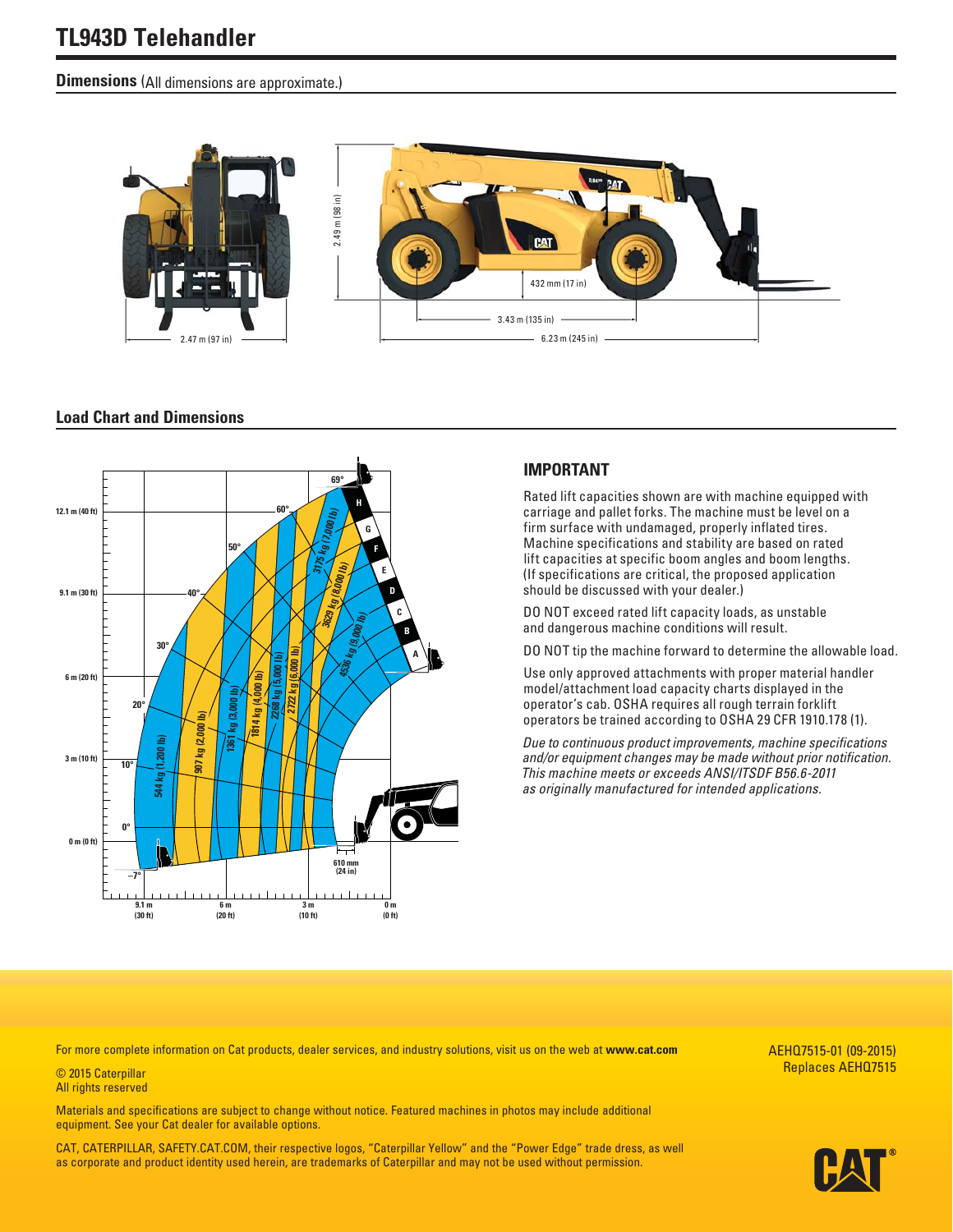# TL943D Telehandler

## Dimensions (All dimensions are approximate.)

2.47 m (97 in)

2.49 m (98 in)

432 mm (17 in)

3.43 m (135 in)

6.23 m (245 in)

## Load Chart and Dimensions

12.1 m (40 ft)
9.1 m (30 ft)
6 m (20 ft)
3 m (10 ft)
0 m (0 ft)

69°
60°
50°
40°
30°
20°
10°
0°
–7°

H
G
F
E
D
C
B
A

3175 kg (7,000 lb)
3629 kg (8,000 lb)
4536 kg (9,000 lb)
2722 kg (6,000 lb)
2268 kg (5,000 lb)
1814 kg (4,000 lb)
1361 kg (3,000 lb)
907 kg (2,000 lb)
544 kg (1,200 lb)

610 mm
(24 in)

9.1 m
(30 ft)
6 m
(20 ft)
3 m
(10 ft)
0 m
(0 ft)

### IMPORTANT

Rated lift capacities shown are with machine equipped with carriage and pallet forks. The machine must be level on a firm surface with undamaged, properly inflated tires. Machine specifications and stability are based on rated lift capacities at specific boom angles and boom lengths. (If specifications are critical, the proposed application should be discussed with your dealer.)

DO NOT exceed rated lift capacity loads, as unstable and dangerous machine conditions will result.

DO NOT tip the machine forward to determine the allowable load.

Use only approved attachments with proper material handler model/attachment load capacity charts displayed in the operator's cab. OSHA requires all rough terrain forklift operators be trained according to OSHA 29 CFR 1910.178 (1).

*Due to continuous product improvements, machine specifications and/or equipment changes may be made without prior notification. This machine meets or exceeds ANSI/ITSDF B56.6-2011 as originally manufactured for intended applications.*

For more complete information on Cat products, dealer services, and industry solutions, visit us on the web at **www.cat.com**

© 2015 Caterpillar
All rights reserved

Materials and specifications are subject to change without notice. Featured machines in photos may include additional equipment. See your Cat dealer for available options.

CAT, CATERPILLAR, SAFETY.CAT.COM, their respective logos, "Caterpillar Yellow" and the "Power Edge" trade dress, as well as corporate and product identity used herein, are trademarks of Caterpillar and may not be used without permission.

AEHQ7515-01 (09-2015)
Replaces AEHQ7515